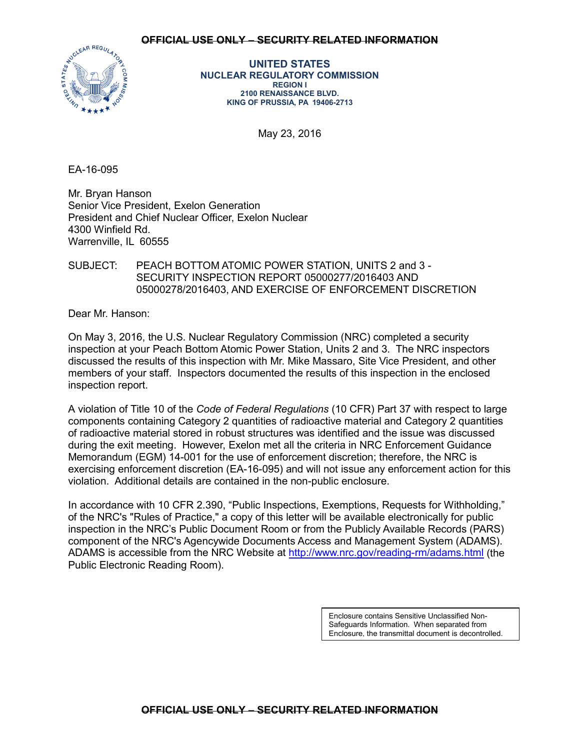~~OFFICIAL USE ONLY – SECURITY RELATED INFORMATION~~

**UNITED STATES**
**NUCLEAR REGULATORY COMMISSION**
**REGION I**
**2100 RENAISSANCE BLVD.**
**KING OF PRUSSIA, PA 19406-2713**

May 23, 2016

EA-16-095

Mr. Bryan Hanson
Senior Vice President, Exelon Generation
President and Chief Nuclear Officer, Exelon Nuclear
4300 Winfield Rd.
Warrenville, IL 60555

SUBJECT: PEACH BOTTOM ATOMIC POWER STATION, UNITS 2 and 3 - SECURITY INSPECTION REPORT 05000277/2016403 AND 05000278/2016403, AND EXERCISE OF ENFORCEMENT DISCRETION

Dear Mr. Hanson:

On May 3, 2016, the U.S. Nuclear Regulatory Commission (NRC) completed a security inspection at your Peach Bottom Atomic Power Station, Units 2 and 3. The NRC inspectors discussed the results of this inspection with Mr. Mike Massaro, Site Vice President, and other members of your staff. Inspectors documented the results of this inspection in the enclosed inspection report.

A violation of Title 10 of the *Code of Federal Regulations* (10 CFR) Part 37 with respect to large components containing Category 2 quantities of radioactive material and Category 2 quantities of radioactive material stored in robust structures was identified and the issue was discussed during the exit meeting. However, Exelon met all the criteria in NRC Enforcement Guidance Memorandum (EGM) 14-001 for the use of enforcement discretion; therefore, the NRC is exercising enforcement discretion (EA-16-095) and will not issue any enforcement action for this violation. Additional details are contained in the non-public enclosure.

In accordance with 10 CFR 2.390, "Public Inspections, Exemptions, Requests for Withholding," of the NRC's "Rules of Practice," a copy of this letter will be available electronically for public inspection in the NRC's Public Document Room or from the Publicly Available Records (PARS) component of the NRC's Agencywide Documents Access and Management System (ADAMS). ADAMS is accessible from the NRC Website at http://www.nrc.gov/reading-rm/adams.html (the Public Electronic Reading Room).

Enclosure contains Sensitive Unclassified Non-Safeguards Information. When separated from Enclosure, the transmittal document is decontrolled.

~~OFFICIAL USE ONLY – SECURITY RELATED INFORMATION~~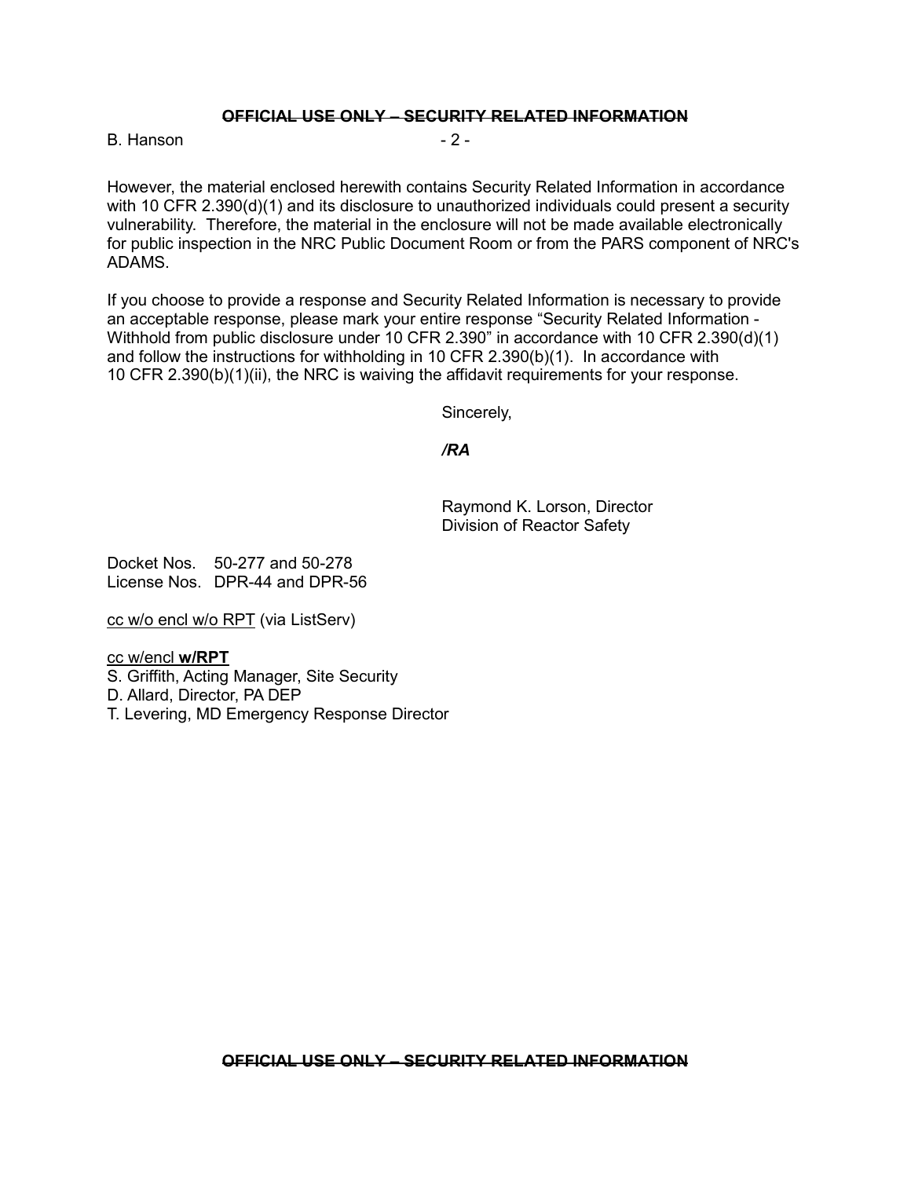However, the material enclosed herewith contains Security Related Information in accordance with 10 CFR 2.390(d)(1) and its disclosure to unauthorized individuals could present a security vulnerability. Therefore, the material in the enclosure will not be made available electronically for public inspection in the NRC Public Document Room or from the PARS component of NRC's ADAMS.

If you choose to provide a response and Security Related Information is necessary to provide an acceptable response, please mark your entire response "Security Related Information - Withhold from public disclosure under 10 CFR 2.390" in accordance with 10 CFR 2.390(d)(1) and follow the instructions for withholding in 10 CFR 2.390(b)(1). In accordance with 10 CFR 2.390(b)(1)(ii), the NRC is waiving the affidavit requirements for your response.

Sincerely,

***/RA***

Raymond K. Lorson, Director
Division of Reactor Safety

Docket Nos. 50-277 and 50-278
License Nos. DPR-44 and DPR-56

cc w/o encl w/o RPT (via ListServ)

cc w/encl **w/RPT**
S. Griffith, Acting Manager, Site Security
D. Allard, Director, PA DEP
T. Levering, MD Emergency Response Director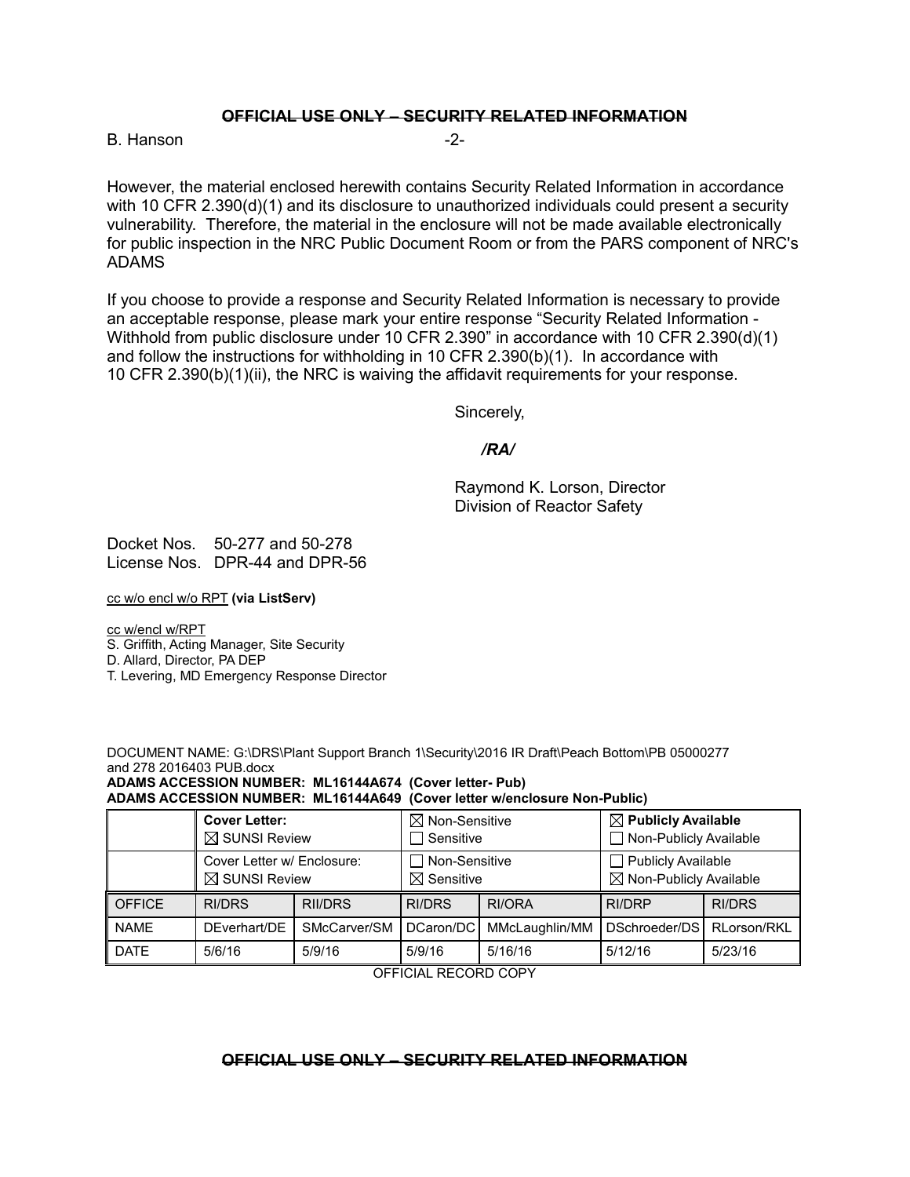~~OFFICIAL USE ONLY – SECURITY RELATED INFORMATION~~

B. Hanson

However, the material enclosed herewith contains Security Related Information in accordance with 10 CFR 2.390(d)(1) and its disclosure to unauthorized individuals could present a security vulnerability. Therefore, the material in the enclosure will not be made available electronically for public inspection in the NRC Public Document Room or from the PARS component of NRC's ADAMS

If you choose to provide a response and Security Related Information is necessary to provide an acceptable response, please mark your entire response "Security Related Information - Withhold from public disclosure under 10 CFR 2.390" in accordance with 10 CFR 2.390(d)(1) and follow the instructions for withholding in 10 CFR 2.390(b)(1). In accordance with 10 CFR 2.390(b)(1)(ii), the NRC is waiving the affidavit requirements for your response.

Sincerely,

***/RA/***

Raymond K. Lorson, Director
Division of Reactor Safety

Docket Nos. 50-277 and 50-278
License Nos. DPR-44 and DPR-56

cc w/o encl w/o RPT **(via ListServ)**

cc w/encl w/RPT
S. Griffith, Acting Manager, Site Security
D. Allard, Director, PA DEP
T. Levering, MD Emergency Response Director

DOCUMENT NAME: G:\DRS\Plant Support Branch 1\Security\2016 IR Draft\Peach Bottom\PB 05000277 and 278 2016403 PUB.docx
**ADAMS ACCESSION NUMBER: ML16144A674 (Cover letter- Pub)**
**ADAMS ACCESSION NUMBER: ML16144A649 (Cover letter w/enclosure Non-Public)**

| | | | | | | |
|---|---|---|---|---|---|---|
| | **Cover Letter:** ☒ SUNSI Review | | ☒ Non-Sensitive ☐ Sensitive | | ☒ **Publicly Available** ☐ Non-Publicly Available | |
| | Cover Letter w/ Enclosure: ☒ SUNSI Review | | ☐ Non-Sensitive ☒ Sensitive | | ☐ Publicly Available ☒ Non-Publicly Available | |
| OFFICE | RI/DRS | RII/DRS | RI/DRS | RI/ORA | RI/DRP | RI/DRS |
| NAME | DEverhart/DE | SMcCarver/SM | DCaron/DC | MMcLaughlin/MM | DSchroeder/DS | RLorson/RKL |
| DATE | 5/6/16 | 5/9/16 | 5/9/16 | 5/16/16 | 5/12/16 | 5/23/16 |

OFFICIAL RECORD COPY

~~OFFICIAL USE ONLY – SECURITY RELATED INFORMATION~~